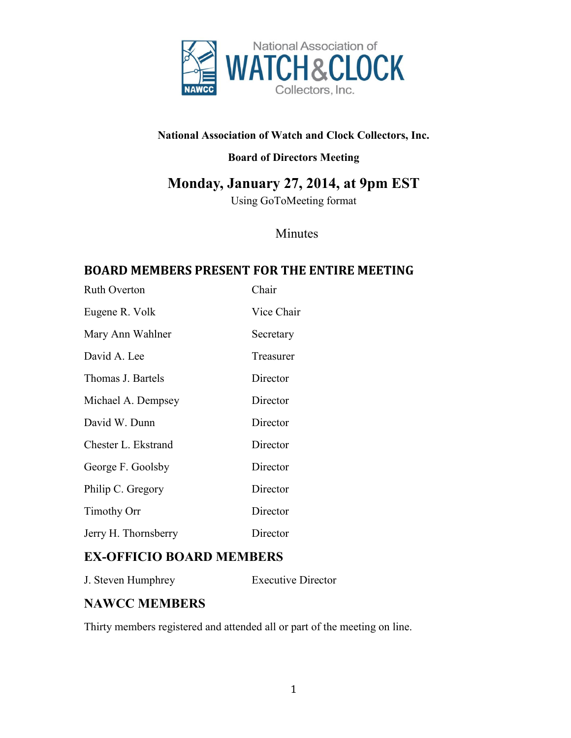National Association of Watch and Clock Collectors, Inc.

**National Association of Watch and Clock Collectors, Inc.**

**Board of Directors Meeting**

# Monday, January 27, 2014, at 9pm EST

Using GoToMeeting format

Minutes

## BOARD MEMBERS PRESENT FOR THE ENTIRE MEETING

| | |
|---|---|
| Ruth Overton | Chair |
| Eugene R. Volk | Vice Chair |
| Mary Ann Wahlner | Secretary |
| David A. Lee | Treasurer |
| Thomas J. Bartels | Director |
| Michael A. Dempsey | Director |
| David W. Dunn | Director |
| Chester L. Ekstrand | Director |
| George F. Goolsby | Director |
| Philip C. Gregory | Director |
| Timothy Orr | Director |
| Jerry H. Thornsberry | Director |

## EX-OFFICIO BOARD MEMBERS

| | |
|---|---|
| J. Steven Humphrey | Executive Director |

## NAWCC MEMBERS

Thirty members registered and attended all or part of the meeting on line.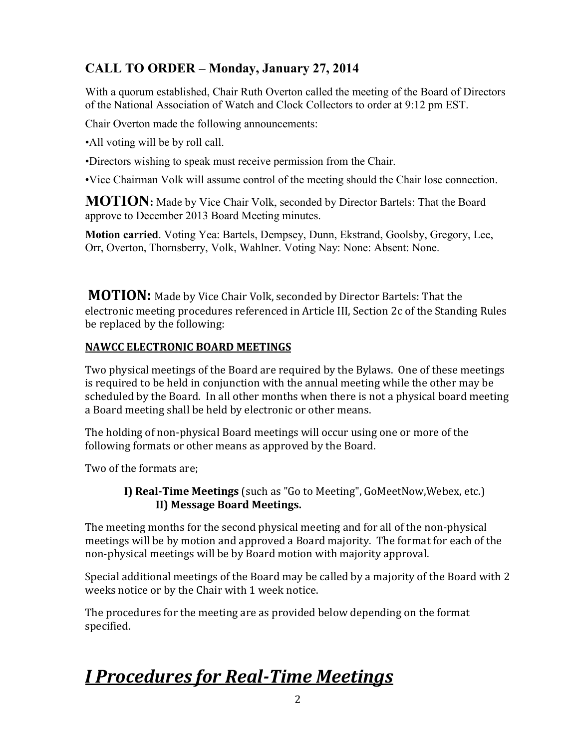## CALL TO ORDER – Monday, January 27, 2014

With a quorum established, Chair Ruth Overton called the meeting of the Board of Directors of the National Association of Watch and Clock Collectors to order at 9:12 pm EST.

Chair Overton made the following announcements:

•All voting will be by roll call.

•Directors wishing to speak must receive permission from the Chair.

•Vice Chairman Volk will assume control of the meeting should the Chair lose connection.

**MOTION:** Made by Vice Chair Volk, seconded by Director Bartels: That the Board approve to December 2013 Board Meeting minutes.

**Motion carried**. Voting Yea: Bartels, Dempsey, Dunn, Ekstrand, Goolsby, Gregory, Lee, Orr, Overton, Thornsberry, Volk, Wahlner. Voting Nay: None: Absent: None.

**MOTION:** Made by Vice Chair Volk, seconded by Director Bartels: That the electronic meeting procedures referenced in Article III, Section 2c of the Standing Rules be replaced by the following:

**NAWCC ELECTRONIC BOARD MEETINGS**

Two physical meetings of the Board are required by the Bylaws. One of these meetings is required to be held in conjunction with the annual meeting while the other may be scheduled by the Board. In all other months when there is not a physical board meeting a Board meeting shall be held by electronic or other means.

The holding of non-physical Board meetings will occur using one or more of the following formats or other means as approved by the Board.

Two of the formats are;

**I) Real-Time Meetings** (such as "Go to Meeting", GoMeetNow,Webex, etc.)
**II) Message Board Meetings.**

The meeting months for the second physical meeting and for all of the non-physical meetings will be by motion and approved a Board majority. The format for each of the non-physical meetings will be by Board motion with majority approval.

Special additional meetings of the Board may be called by a majority of the Board with 2 weeks notice or by the Chair with 1 week notice.

The procedures for the meeting are as provided below depending on the format specified.

# ***I Procedures for Real-Time Meetings***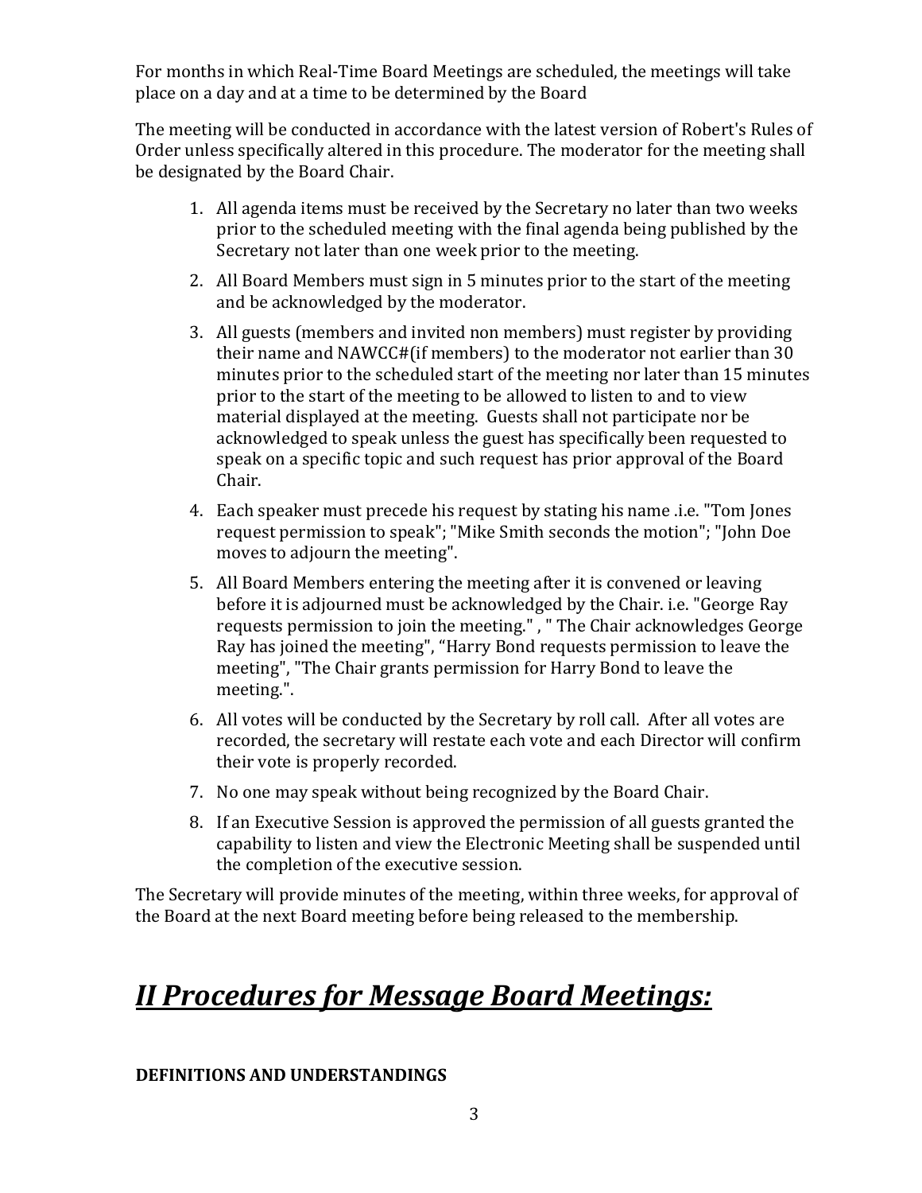For months in which Real-Time Board Meetings are scheduled, the meetings will take place on a day and at a time to be determined by the Board

The meeting will be conducted in accordance with the latest version of Robert's Rules of Order unless specifically altered in this procedure. The moderator for the meeting shall be designated by the Board Chair.

1. All agenda items must be received by the Secretary no later than two weeks prior to the scheduled meeting with the final agenda being published by the Secretary not later than one week prior to the meeting.
2. All Board Members must sign in 5 minutes prior to the start of the meeting and be acknowledged by the moderator.
3. All guests (members and invited non members) must register by providing their name and NAWCC#(if members) to the moderator not earlier than 30 minutes prior to the scheduled start of the meeting nor later than 15 minutes prior to the start of the meeting to be allowed to listen to and to view material displayed at the meeting. Guests shall not participate nor be acknowledged to speak unless the guest has specifically been requested to speak on a specific topic and such request has prior approval of the Board Chair.
4. Each speaker must precede his request by stating his name .i.e. "Tom Jones request permission to speak"; "Mike Smith seconds the motion"; "John Doe moves to adjourn the meeting".
5. All Board Members entering the meeting after it is convened or leaving before it is adjourned must be acknowledged by the Chair. i.e. "George Ray requests permission to join the meeting." , " The Chair acknowledges George Ray has joined the meeting", "Harry Bond requests permission to leave the meeting", "The Chair grants permission for Harry Bond to leave the meeting.".
6. All votes will be conducted by the Secretary by roll call. After all votes are recorded, the secretary will restate each vote and each Director will confirm their vote is properly recorded.
7. No one may speak without being recognized by the Board Chair.
8. If an Executive Session is approved the permission of all guests granted the capability to listen and view the Electronic Meeting shall be suspended until the completion of the executive session.

The Secretary will provide minutes of the meeting, within three weeks, for approval of the Board at the next Board meeting before being released to the membership.

# ***<u>II Procedures for Message Board Meetings:</u>***

**DEFINITIONS AND UNDERSTANDINGS**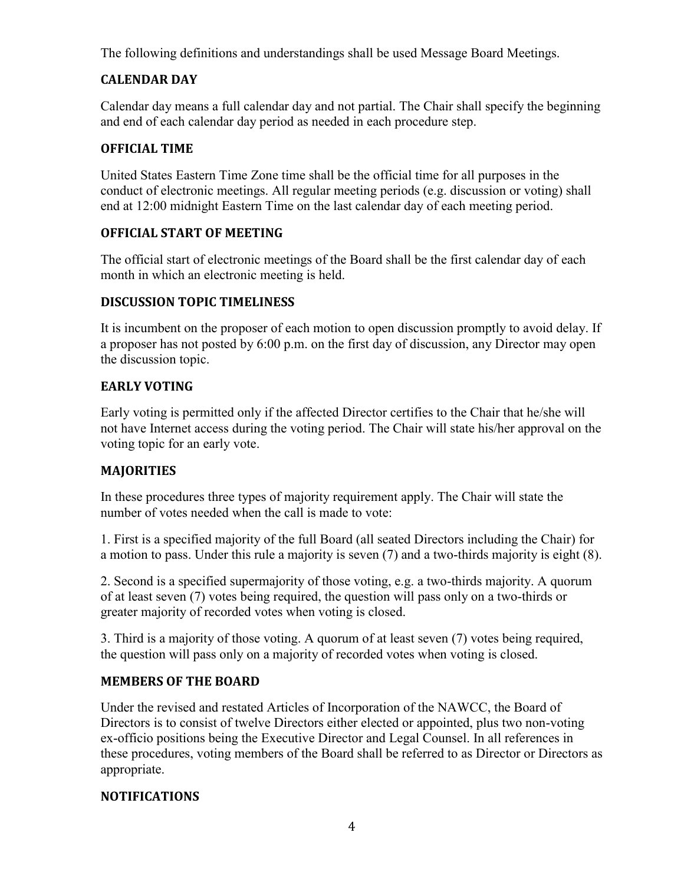The following definitions and understandings shall be used Message Board Meetings.

## CALENDAR DAY

Calendar day means a full calendar day and not partial. The Chair shall specify the beginning and end of each calendar day period as needed in each procedure step.

## OFFICIAL TIME

United States Eastern Time Zone time shall be the official time for all purposes in the conduct of electronic meetings. All regular meeting periods (e.g. discussion or voting) shall end at 12:00 midnight Eastern Time on the last calendar day of each meeting period.

## OFFICIAL START OF MEETING

The official start of electronic meetings of the Board shall be the first calendar day of each month in which an electronic meeting is held.

## DISCUSSION TOPIC TIMELINESS

It is incumbent on the proposer of each motion to open discussion promptly to avoid delay. If a proposer has not posted by 6:00 p.m. on the first day of discussion, any Director may open the discussion topic.

## EARLY VOTING

Early voting is permitted only if the affected Director certifies to the Chair that he/she will not have Internet access during the voting period. The Chair will state his/her approval on the voting topic for an early vote.

## MAJORITIES

In these procedures three types of majority requirement apply. The Chair will state the number of votes needed when the call is made to vote:

1. First is a specified majority of the full Board (all seated Directors including the Chair) for a motion to pass. Under this rule a majority is seven (7) and a two-thirds majority is eight (8).

2. Second is a specified supermajority of those voting, e.g. a two-thirds majority. A quorum of at least seven (7) votes being required, the question will pass only on a two-thirds or greater majority of recorded votes when voting is closed.

3. Third is a majority of those voting. A quorum of at least seven (7) votes being required, the question will pass only on a majority of recorded votes when voting is closed.

## MEMBERS OF THE BOARD

Under the revised and restated Articles of Incorporation of the NAWCC, the Board of Directors is to consist of twelve Directors either elected or appointed, plus two non-voting ex-officio positions being the Executive Director and Legal Counsel. In all references in these procedures, voting members of the Board shall be referred to as Director or Directors as appropriate.

## NOTIFICATIONS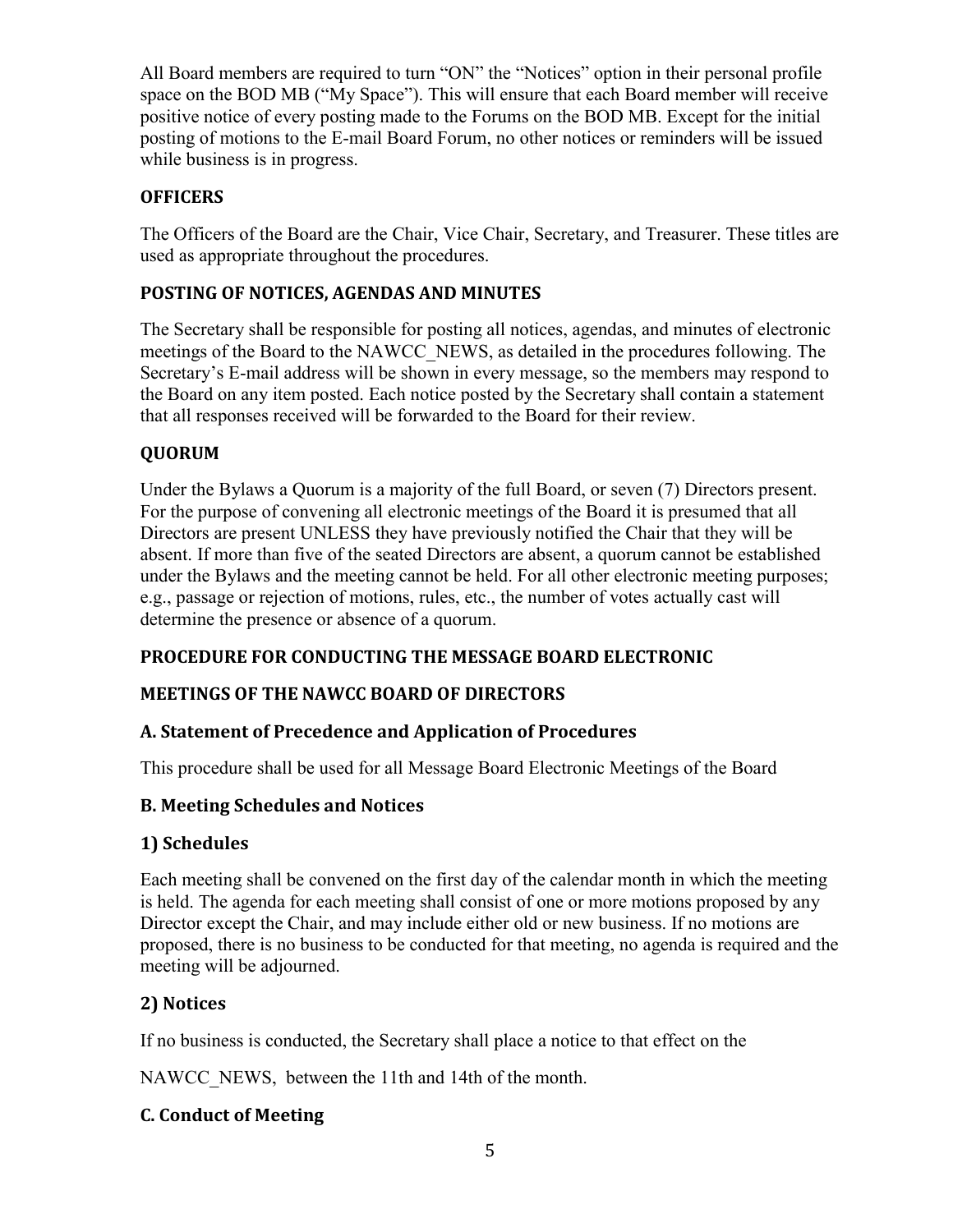All Board members are required to turn "ON" the "Notices" option in their personal profile space on the BOD MB ("My Space"). This will ensure that each Board member will receive positive notice of every posting made to the Forums on the BOD MB. Except for the initial posting of motions to the E-mail Board Forum, no other notices or reminders will be issued while business is in progress.

## OFFICERS

The Officers of the Board are the Chair, Vice Chair, Secretary, and Treasurer. These titles are used as appropriate throughout the procedures.

## POSTING OF NOTICES, AGENDAS AND MINUTES

The Secretary shall be responsible for posting all notices, agendas, and minutes of electronic meetings of the Board to the NAWCC_NEWS, as detailed in the procedures following. The Secretary's E-mail address will be shown in every message, so the members may respond to the Board on any item posted. Each notice posted by the Secretary shall contain a statement that all responses received will be forwarded to the Board for their review.

## QUORUM

Under the Bylaws a Quorum is a majority of the full Board, or seven (7) Directors present. For the purpose of convening all electronic meetings of the Board it is presumed that all Directors are present UNLESS they have previously notified the Chair that they will be absent. If more than five of the seated Directors are absent, a quorum cannot be established under the Bylaws and the meeting cannot be held. For all other electronic meeting purposes; e.g., passage or rejection of motions, rules, etc., the number of votes actually cast will determine the presence or absence of a quorum.

## PROCEDURE FOR CONDUCTING THE MESSAGE BOARD ELECTRONIC MEETINGS OF THE NAWCC BOARD OF DIRECTORS

### A. Statement of Precedence and Application of Procedures

This procedure shall be used for all Message Board Electronic Meetings of the Board

### B. Meeting Schedules and Notices

#### 1) Schedules

Each meeting shall be convened on the first day of the calendar month in which the meeting is held. The agenda for each meeting shall consist of one or more motions proposed by any Director except the Chair, and may include either old or new business. If no motions are proposed, there is no business to be conducted for that meeting, no agenda is required and the meeting will be adjourned.

#### 2) Notices

If no business is conducted, the Secretary shall place a notice to that effect on the NAWCC_NEWS, between the 11th and 14th of the month.

### C. Conduct of Meeting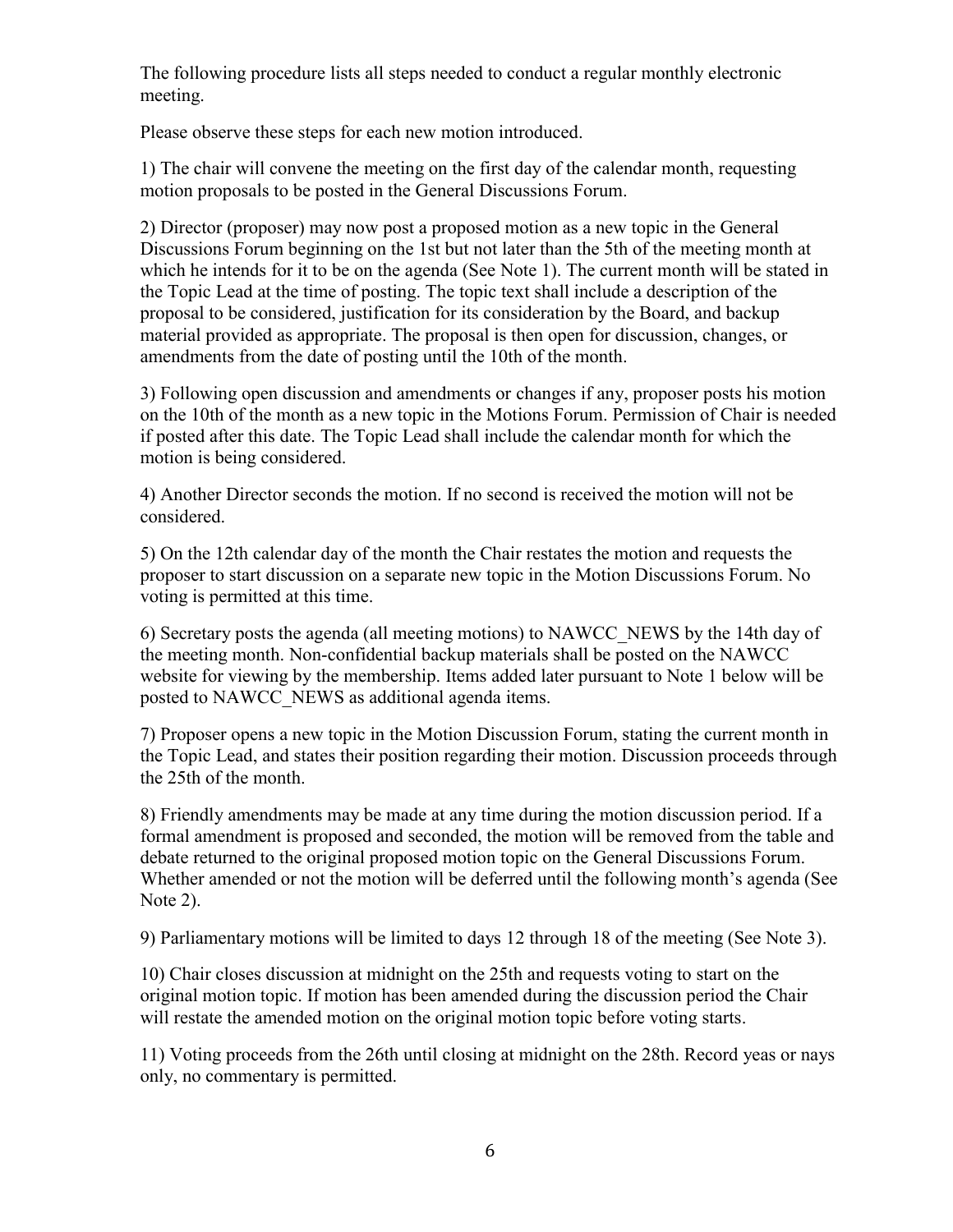The following procedure lists all steps needed to conduct a regular monthly electronic meeting.

Please observe these steps for each new motion introduced.

1) The chair will convene the meeting on the first day of the calendar month, requesting motion proposals to be posted in the General Discussions Forum.

2) Director (proposer) may now post a proposed motion as a new topic in the General Discussions Forum beginning on the 1st but not later than the 5th of the meeting month at which he intends for it to be on the agenda (See Note 1). The current month will be stated in the Topic Lead at the time of posting. The topic text shall include a description of the proposal to be considered, justification for its consideration by the Board, and backup material provided as appropriate. The proposal is then open for discussion, changes, or amendments from the date of posting until the 10th of the month.

3) Following open discussion and amendments or changes if any, proposer posts his motion on the 10th of the month as a new topic in the Motions Forum. Permission of Chair is needed if posted after this date. The Topic Lead shall include the calendar month for which the motion is being considered.

4) Another Director seconds the motion. If no second is received the motion will not be considered.

5) On the 12th calendar day of the month the Chair restates the motion and requests the proposer to start discussion on a separate new topic in the Motion Discussions Forum. No voting is permitted at this time.

6) Secretary posts the agenda (all meeting motions) to NAWCC_NEWS by the 14th day of the meeting month. Non-confidential backup materials shall be posted on the NAWCC website for viewing by the membership. Items added later pursuant to Note 1 below will be posted to NAWCC_NEWS as additional agenda items.

7) Proposer opens a new topic in the Motion Discussion Forum, stating the current month in the Topic Lead, and states their position regarding their motion. Discussion proceeds through the 25th of the month.

8) Friendly amendments may be made at any time during the motion discussion period. If a formal amendment is proposed and seconded, the motion will be removed from the table and debate returned to the original proposed motion topic on the General Discussions Forum. Whether amended or not the motion will be deferred until the following month's agenda (See Note 2).

9) Parliamentary motions will be limited to days 12 through 18 of the meeting (See Note 3).

10) Chair closes discussion at midnight on the 25th and requests voting to start on the original motion topic. If motion has been amended during the discussion period the Chair will restate the amended motion on the original motion topic before voting starts.

11) Voting proceeds from the 26th until closing at midnight on the 28th. Record yeas or nays only, no commentary is permitted.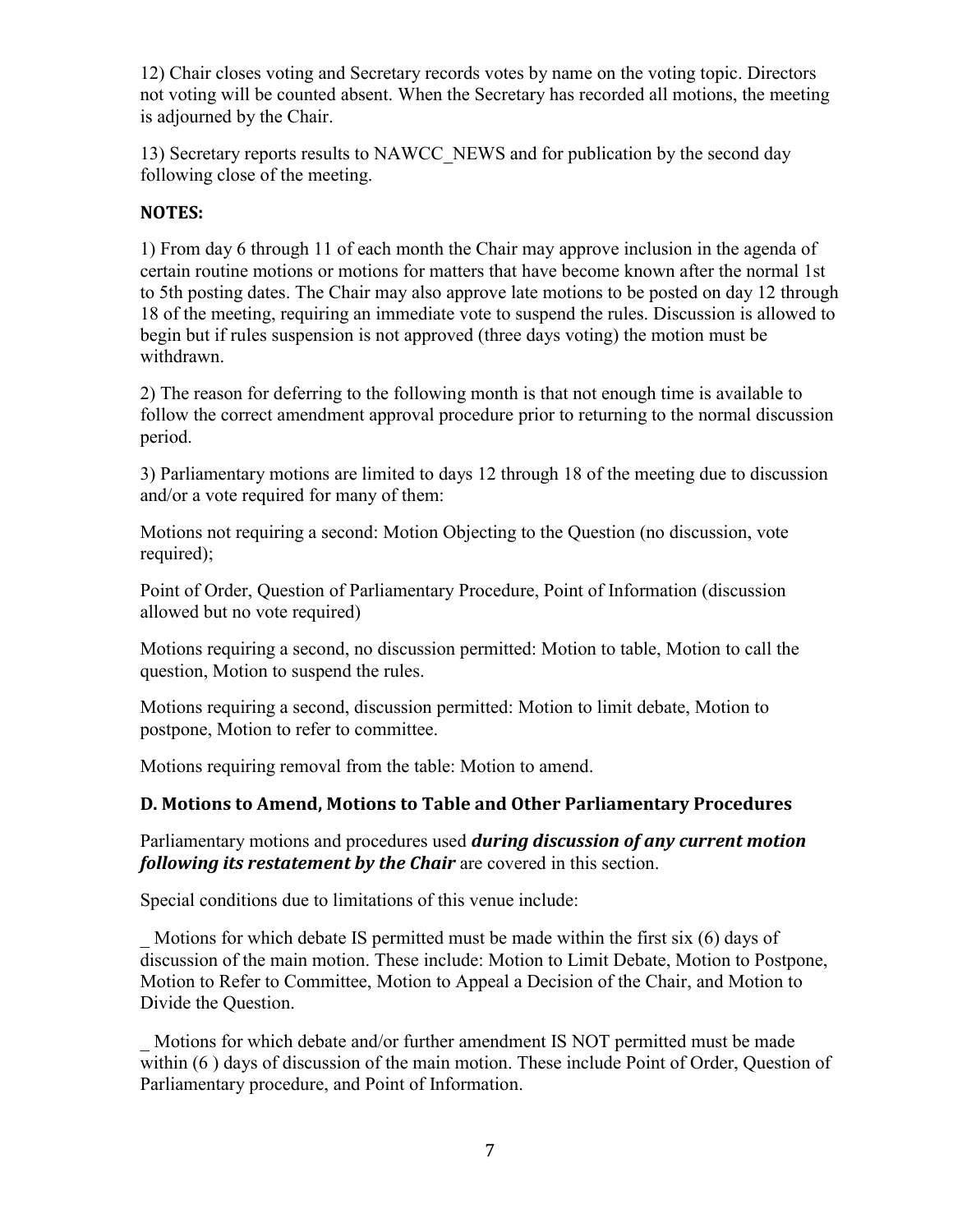12) Chair closes voting and Secretary records votes by name on the voting topic. Directors not voting will be counted absent. When the Secretary has recorded all motions, the meeting is adjourned by the Chair.

13) Secretary reports results to NAWCC_NEWS and for publication by the second day following close of the meeting.

**NOTES:**

1) From day 6 through 11 of each month the Chair may approve inclusion in the agenda of certain routine motions or motions for matters that have become known after the normal 1st to 5th posting dates. The Chair may also approve late motions to be posted on day 12 through 18 of the meeting, requiring an immediate vote to suspend the rules. Discussion is allowed to begin but if rules suspension is not approved (three days voting) the motion must be withdrawn.

2) The reason for deferring to the following month is that not enough time is available to follow the correct amendment approval procedure prior to returning to the normal discussion period.

3) Parliamentary motions are limited to days 12 through 18 of the meeting due to discussion and/or a vote required for many of them:

Motions not requiring a second: Motion Objecting to the Question (no discussion, vote required);

Point of Order, Question of Parliamentary Procedure, Point of Information (discussion allowed but no vote required)

Motions requiring a second, no discussion permitted: Motion to table, Motion to call the question, Motion to suspend the rules.

Motions requiring a second, discussion permitted: Motion to limit debate, Motion to postpone, Motion to refer to committee.

Motions requiring removal from the table: Motion to amend.

### D. Motions to Amend, Motions to Table and Other Parliamentary Procedures

Parliamentary motions and procedures used ***during discussion of any current motion following its restatement by the Chair*** are covered in this section.

Special conditions due to limitations of this venue include:

_ Motions for which debate IS permitted must be made within the first six (6) days of discussion of the main motion. These include: Motion to Limit Debate, Motion to Postpone, Motion to Refer to Committee, Motion to Appeal a Decision of the Chair, and Motion to Divide the Question.

_ Motions for which debate and/or further amendment IS NOT permitted must be made within (6 ) days of discussion of the main motion. These include Point of Order, Question of Parliamentary procedure, and Point of Information.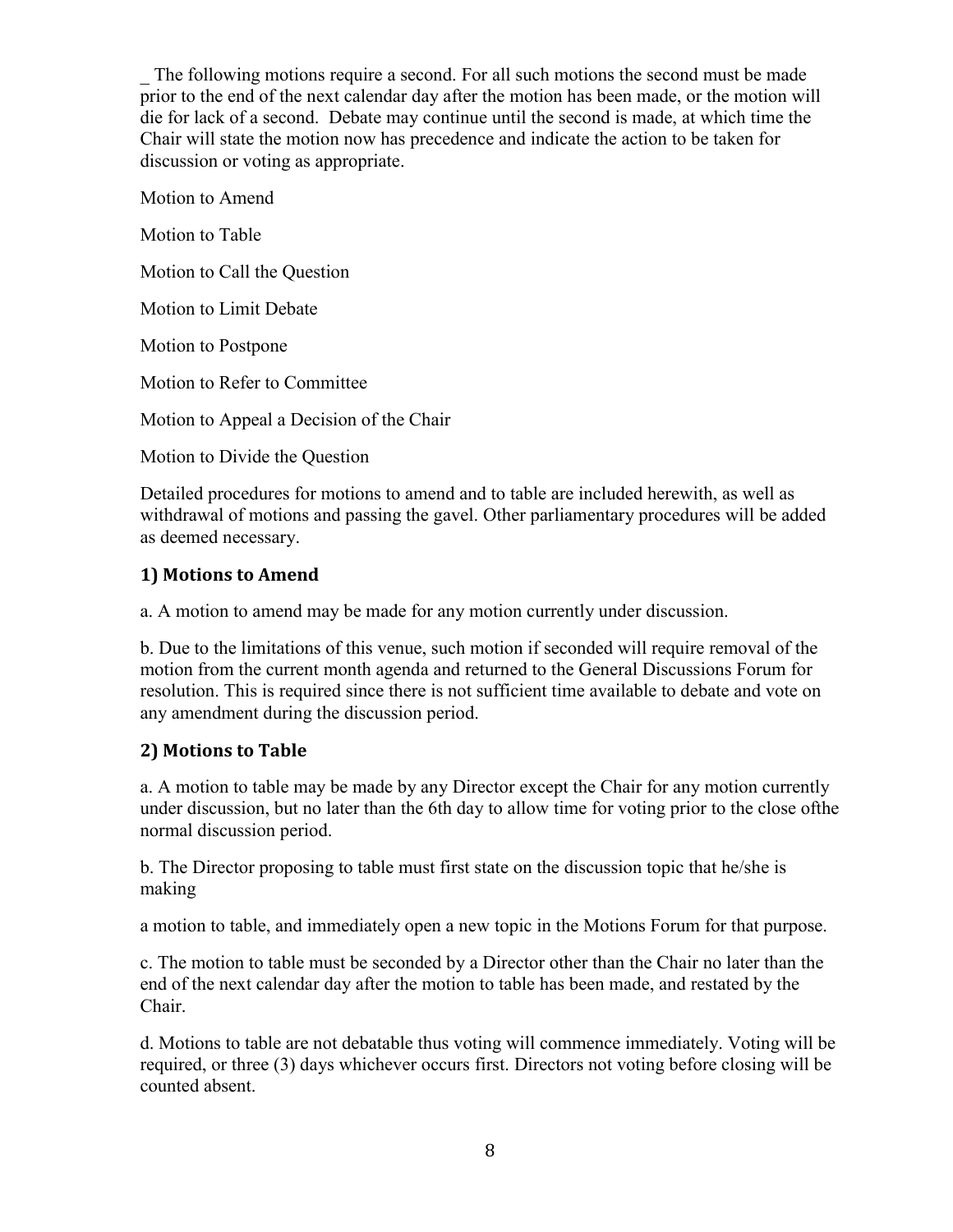_ The following motions require a second. For all such motions the second must be made prior to the end of the next calendar day after the motion has been made, or the motion will die for lack of a second. Debate may continue until the second is made, at which time the Chair will state the motion now has precedence and indicate the action to be taken for discussion or voting as appropriate.

Motion to Amend

Motion to Table

Motion to Call the Question

Motion to Limit Debate

Motion to Postpone

Motion to Refer to Committee

Motion to Appeal a Decision of the Chair

Motion to Divide the Question

Detailed procedures for motions to amend and to table are included herewith, as well as withdrawal of motions and passing the gavel. Other parliamentary procedures will be added as deemed necessary.

### 1) Motions to Amend

a. A motion to amend may be made for any motion currently under discussion.

b. Due to the limitations of this venue, such motion if seconded will require removal of the motion from the current month agenda and returned to the General Discussions Forum for resolution. This is required since there is not sufficient time available to debate and vote on any amendment during the discussion period.

### 2) Motions to Table

a. A motion to table may be made by any Director except the Chair for any motion currently under discussion, but no later than the 6th day to allow time for voting prior to the close ofthe normal discussion period.

b. The Director proposing to table must first state on the discussion topic that he/she is making

a motion to table, and immediately open a new topic in the Motions Forum for that purpose.

c. The motion to table must be seconded by a Director other than the Chair no later than the end of the next calendar day after the motion to table has been made, and restated by the Chair.

d. Motions to table are not debatable thus voting will commence immediately. Voting will be required, or three (3) days whichever occurs first. Directors not voting before closing will be counted absent.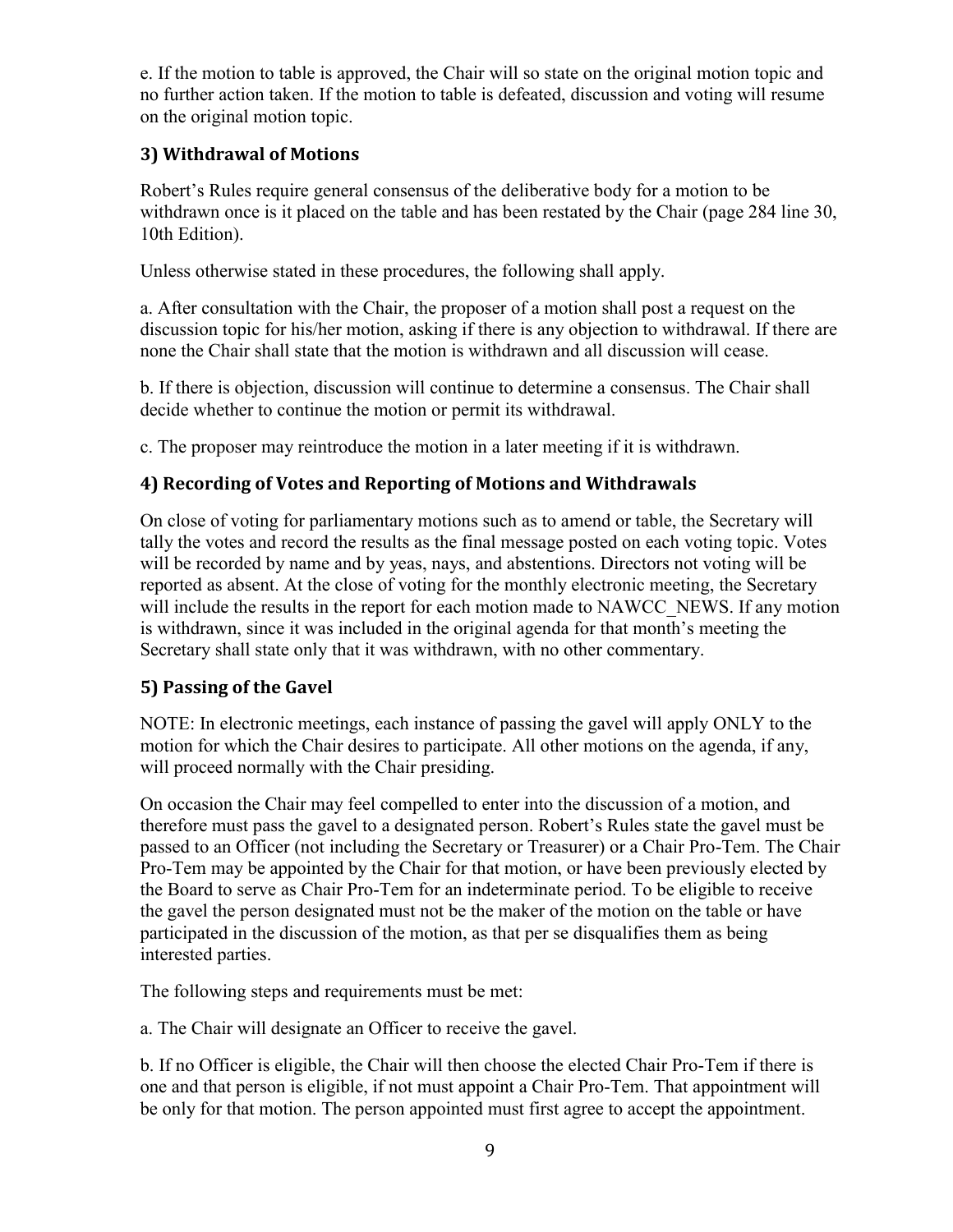e. If the motion to table is approved, the Chair will so state on the original motion topic and no further action taken. If the motion to table is defeated, discussion and voting will resume on the original motion topic.

## 3) Withdrawal of Motions

Robert's Rules require general consensus of the deliberative body for a motion to be withdrawn once is it placed on the table and has been restated by the Chair (page 284 line 30, 10th Edition).

Unless otherwise stated in these procedures, the following shall apply.

a. After consultation with the Chair, the proposer of a motion shall post a request on the discussion topic for his/her motion, asking if there is any objection to withdrawal. If there are none the Chair shall state that the motion is withdrawn and all discussion will cease.

b. If there is objection, discussion will continue to determine a consensus. The Chair shall decide whether to continue the motion or permit its withdrawal.

c. The proposer may reintroduce the motion in a later meeting if it is withdrawn.

## 4) Recording of Votes and Reporting of Motions and Withdrawals

On close of voting for parliamentary motions such as to amend or table, the Secretary will tally the votes and record the results as the final message posted on each voting topic. Votes will be recorded by name and by yeas, nays, and abstentions. Directors not voting will be reported as absent. At the close of voting for the monthly electronic meeting, the Secretary will include the results in the report for each motion made to NAWCC_NEWS. If any motion is withdrawn, since it was included in the original agenda for that month's meeting the Secretary shall state only that it was withdrawn, with no other commentary.

## 5) Passing of the Gavel

NOTE: In electronic meetings, each instance of passing the gavel will apply ONLY to the motion for which the Chair desires to participate. All other motions on the agenda, if any, will proceed normally with the Chair presiding.

On occasion the Chair may feel compelled to enter into the discussion of a motion, and therefore must pass the gavel to a designated person. Robert's Rules state the gavel must be passed to an Officer (not including the Secretary or Treasurer) or a Chair Pro-Tem. The Chair Pro-Tem may be appointed by the Chair for that motion, or have been previously elected by the Board to serve as Chair Pro-Tem for an indeterminate period. To be eligible to receive the gavel the person designated must not be the maker of the motion on the table or have participated in the discussion of the motion, as that per se disqualifies them as being interested parties.

The following steps and requirements must be met:

a. The Chair will designate an Officer to receive the gavel.

b. If no Officer is eligible, the Chair will then choose the elected Chair Pro-Tem if there is one and that person is eligible, if not must appoint a Chair Pro-Tem. That appointment will be only for that motion. The person appointed must first agree to accept the appointment.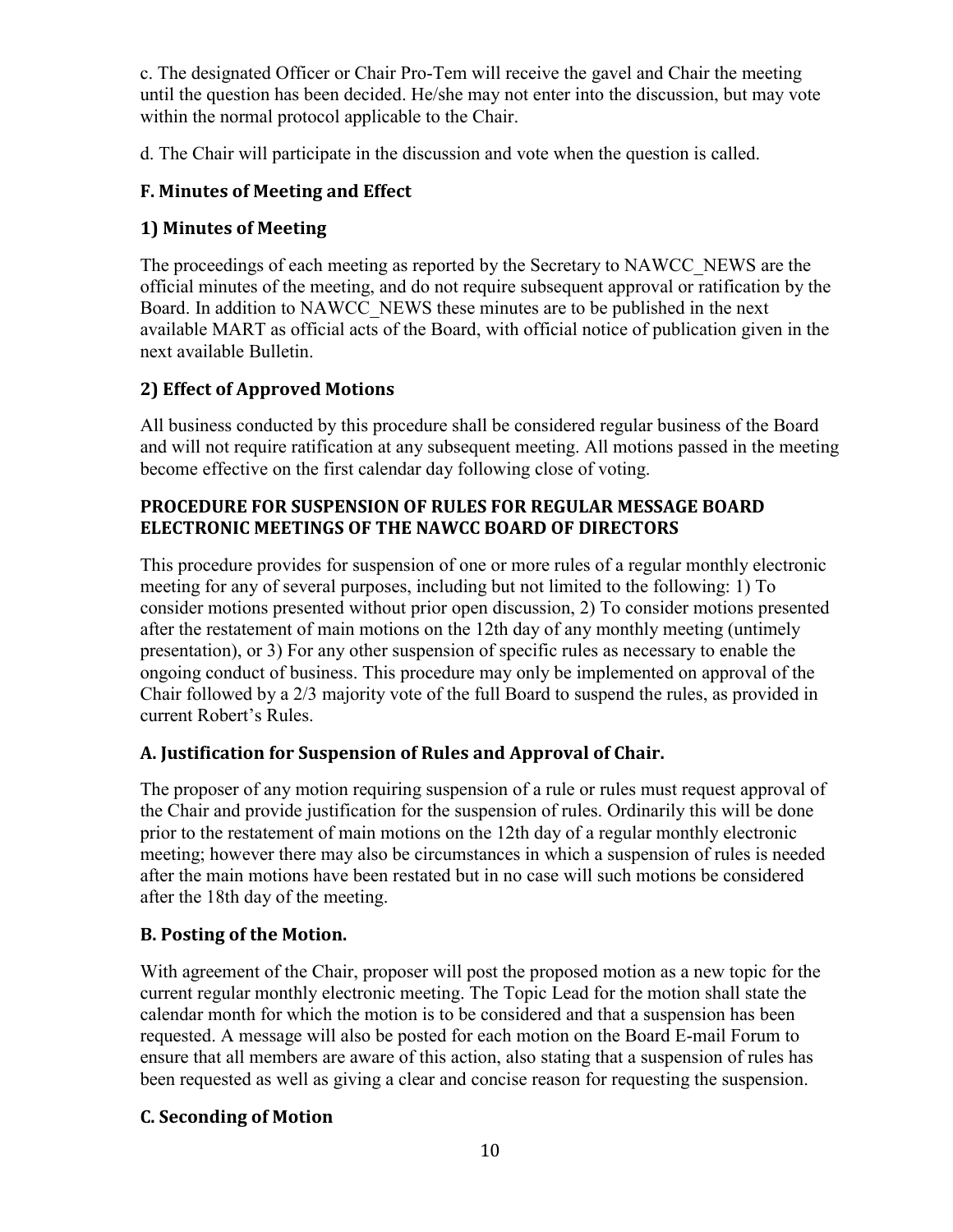c. The designated Officer or Chair Pro-Tem will receive the gavel and Chair the meeting until the question has been decided. He/she may not enter into the discussion, but may vote within the normal protocol applicable to the Chair.

d. The Chair will participate in the discussion and vote when the question is called.

### F. Minutes of Meeting and Effect

### 1) Minutes of Meeting

The proceedings of each meeting as reported by the Secretary to NAWCC_NEWS are the official minutes of the meeting, and do not require subsequent approval or ratification by the Board. In addition to NAWCC_NEWS these minutes are to be published in the next available MART as official acts of the Board, with official notice of publication given in the next available Bulletin.

### 2) Effect of Approved Motions

All business conducted by this procedure shall be considered regular business of the Board and will not require ratification at any subsequent meeting. All motions passed in the meeting become effective on the first calendar day following close of voting.

## PROCEDURE FOR SUSPENSION OF RULES FOR REGULAR MESSAGE BOARD ELECTRONIC MEETINGS OF THE NAWCC BOARD OF DIRECTORS

This procedure provides for suspension of one or more rules of a regular monthly electronic meeting for any of several purposes, including but not limited to the following: 1) To consider motions presented without prior open discussion, 2) To consider motions presented after the restatement of main motions on the 12th day of any monthly meeting (untimely presentation), or 3) For any other suspension of specific rules as necessary to enable the ongoing conduct of business. This procedure may only be implemented on approval of the Chair followed by a 2/3 majority vote of the full Board to suspend the rules, as provided in current Robert's Rules.

### A. Justification for Suspension of Rules and Approval of Chair.

The proposer of any motion requiring suspension of a rule or rules must request approval of the Chair and provide justification for the suspension of rules. Ordinarily this will be done prior to the restatement of main motions on the 12th day of a regular monthly electronic meeting; however there may also be circumstances in which a suspension of rules is needed after the main motions have been restated but in no case will such motions be considered after the 18th day of the meeting.

### B. Posting of the Motion.

With agreement of the Chair, proposer will post the proposed motion as a new topic for the current regular monthly electronic meeting. The Topic Lead for the motion shall state the calendar month for which the motion is to be considered and that a suspension has been requested. A message will also be posted for each motion on the Board E-mail Forum to ensure that all members are aware of this action, also stating that a suspension of rules has been requested as well as giving a clear and concise reason for requesting the suspension.

### C. Seconding of Motion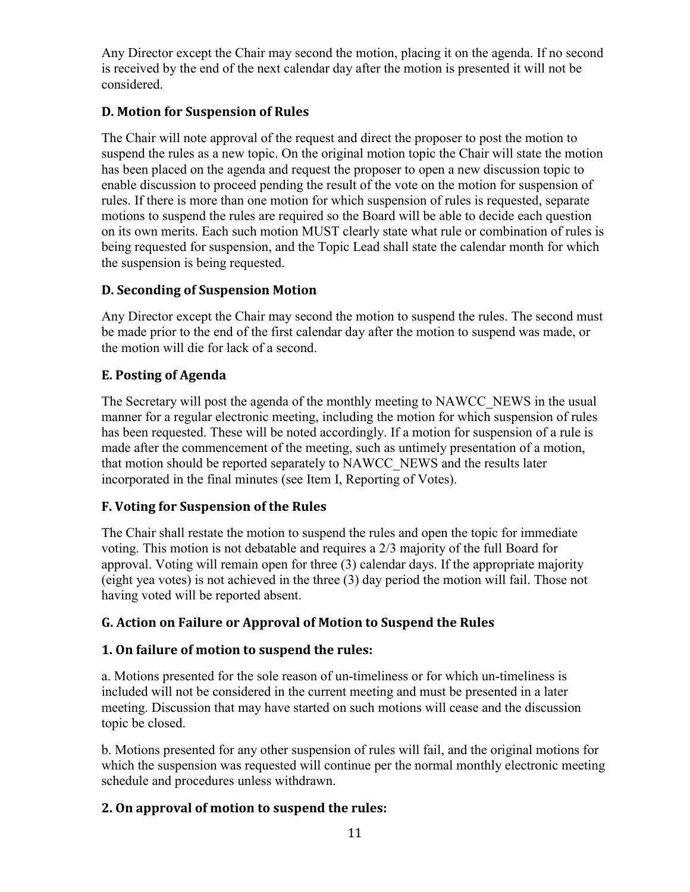Any Director except the Chair may second the motion, placing it on the agenda. If no second is received by the end of the next calendar day after the motion is presented it will not be considered.

### D. Motion for Suspension of Rules

The Chair will note approval of the request and direct the proposer to post the motion to suspend the rules as a new topic. On the original motion topic the Chair will state the motion has been placed on the agenda and request the proposer to open a new discussion topic to enable discussion to proceed pending the result of the vote on the motion for suspension of rules. If there is more than one motion for which suspension of rules is requested, separate motions to suspend the rules are required so the Board will be able to decide each question on its own merits. Each such motion MUST clearly state what rule or combination of rules is being requested for suspension, and the Topic Lead shall state the calendar month for which the suspension is being requested.

### D. Seconding of Suspension Motion

Any Director except the Chair may second the motion to suspend the rules. The second must be made prior to the end of the first calendar day after the motion to suspend was made, or the motion will die for lack of a second.

### E. Posting of Agenda

The Secretary will post the agenda of the monthly meeting to NAWCC_NEWS in the usual manner for a regular electronic meeting, including the motion for which suspension of rules has been requested. These will be noted accordingly. If a motion for suspension of a rule is made after the commencement of the meeting, such as untimely presentation of a motion, that motion should be reported separately to NAWCC_NEWS and the results later incorporated in the final minutes (see Item I, Reporting of Votes).

### F. Voting for Suspension of the Rules

The Chair shall restate the motion to suspend the rules and open the topic for immediate voting. This motion is not debatable and requires a 2/3 majority of the full Board for approval. Voting will remain open for three (3) calendar days. If the appropriate majority (eight yea votes) is not achieved in the three (3) day period the motion will fail. Those not having voted will be reported absent.

### G. Action on Failure or Approval of Motion to Suspend the Rules

### 1. On failure of motion to suspend the rules:

a. Motions presented for the sole reason of un-timeliness or for which un-timeliness is included will not be considered in the current meeting and must be presented in a later meeting. Discussion that may have started on such motions will cease and the discussion topic be closed.

b. Motions presented for any other suspension of rules will fail, and the original motions for which the suspension was requested will continue per the normal monthly electronic meeting schedule and procedures unless withdrawn.

### 2. On approval of motion to suspend the rules: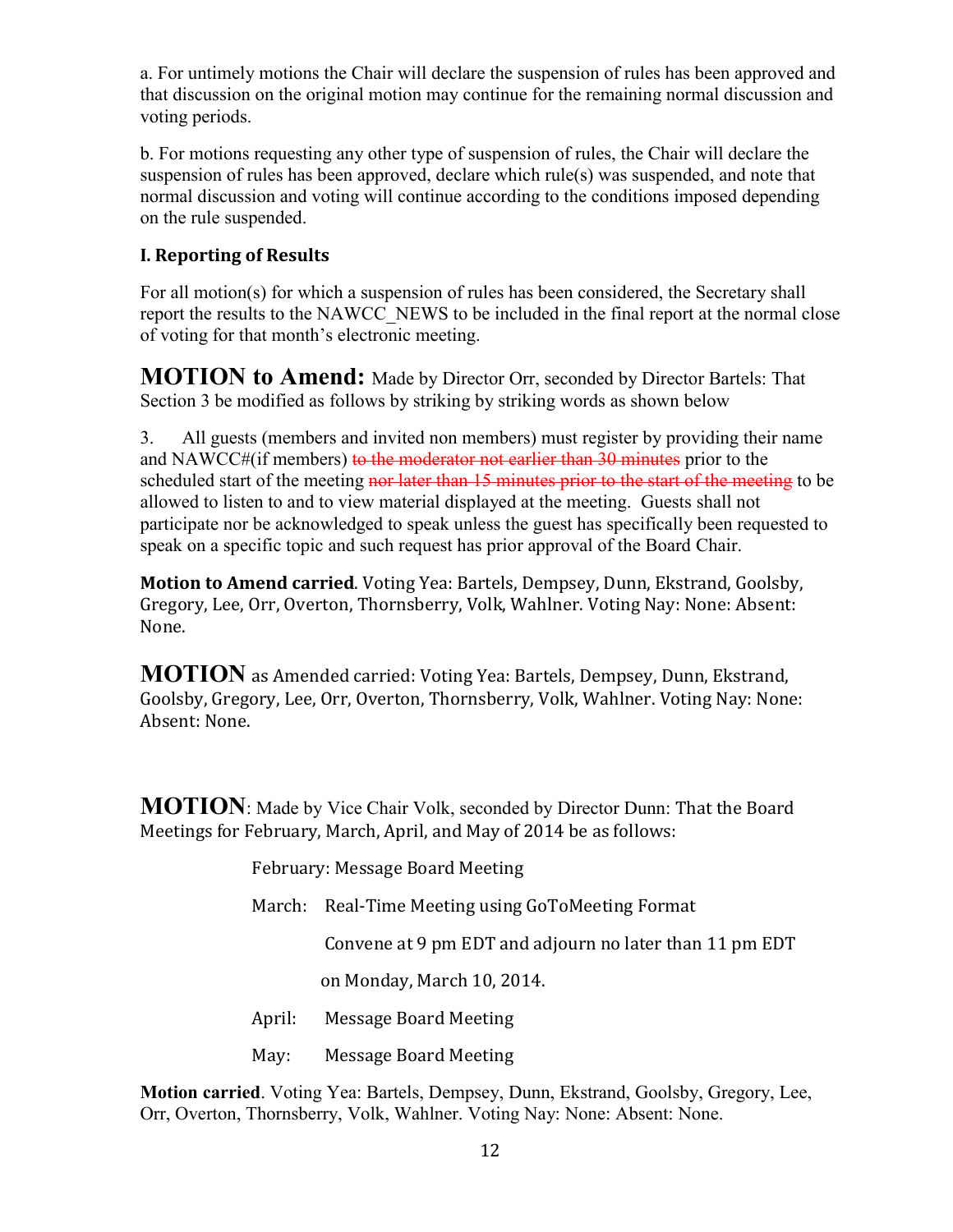a. For untimely motions the Chair will declare the suspension of rules has been approved and that discussion on the original motion may continue for the remaining normal discussion and voting periods.

b. For motions requesting any other type of suspension of rules, the Chair will declare the suspension of rules has been approved, declare which rule(s) was suspended, and note that normal discussion and voting will continue according to the conditions imposed depending on the rule suspended.

### I. Reporting of Results

For all motion(s) for which a suspension of rules has been considered, the Secretary shall report the results to the NAWCC_NEWS to be included in the final report at the normal close of voting for that month's electronic meeting.

**MOTION to Amend:** Made by Director Orr, seconded by Director Bartels: That Section 3 be modified as follows by striking by striking words as shown below

3. All guests (members and invited non members) must register by providing their name and NAWCC#(if members) ~~to the moderator not earlier than 30 minutes~~ prior to the scheduled start of the meeting ~~nor later than 15 minutes prior to the start of the meeting~~ to be allowed to listen to and to view material displayed at the meeting. Guests shall not participate nor be acknowledged to speak unless the guest has specifically been requested to speak on a specific topic and such request has prior approval of the Board Chair.

**Motion to Amend carried**. Voting Yea: Bartels, Dempsey, Dunn, Ekstrand, Goolsby, Gregory, Lee, Orr, Overton, Thornsberry, Volk, Wahlner. Voting Nay: None: Absent: None.

**MOTION** as Amended carried: Voting Yea: Bartels, Dempsey, Dunn, Ekstrand, Goolsby, Gregory, Lee, Orr, Overton, Thornsberry, Volk, Wahlner. Voting Nay: None: Absent: None.

**MOTION**: Made by Vice Chair Volk, seconded by Director Dunn: That the Board Meetings for February, March, April, and May of 2014 be as follows:

February: Message Board Meeting

March: Real-Time Meeting using GoToMeeting Format

Convene at 9 pm EDT and adjourn no later than 11 pm EDT

on Monday, March 10, 2014.

April: Message Board Meeting

May: Message Board Meeting

**Motion carried**. Voting Yea: Bartels, Dempsey, Dunn, Ekstrand, Goolsby, Gregory, Lee, Orr, Overton, Thornsberry, Volk, Wahlner. Voting Nay: None: Absent: None.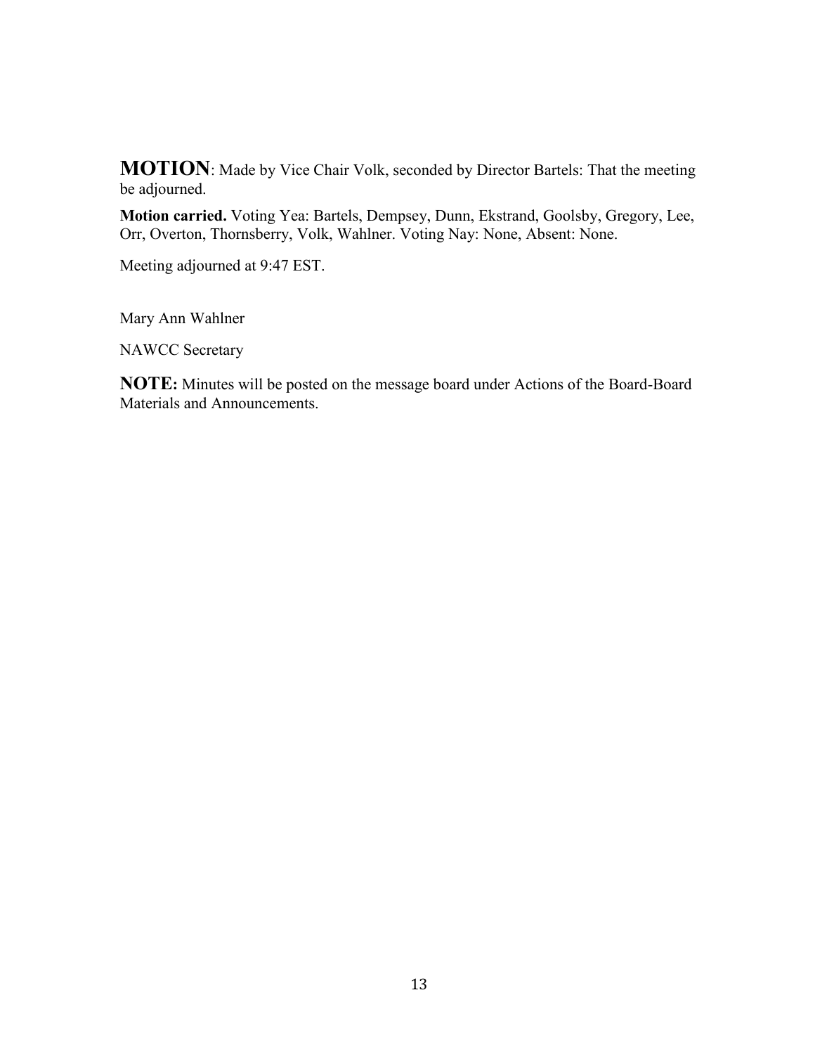**MOTION**: Made by Vice Chair Volk, seconded by Director Bartels: That the meeting be adjourned.

**Motion carried.** Voting Yea: Bartels, Dempsey, Dunn, Ekstrand, Goolsby, Gregory, Lee, Orr, Overton, Thornsberry, Volk, Wahlner. Voting Nay: None, Absent: None.

Meeting adjourned at 9:47 EST.

Mary Ann Wahlner

NAWCC Secretary

**NOTE:** Minutes will be posted on the message board under Actions of the Board-Board Materials and Announcements.